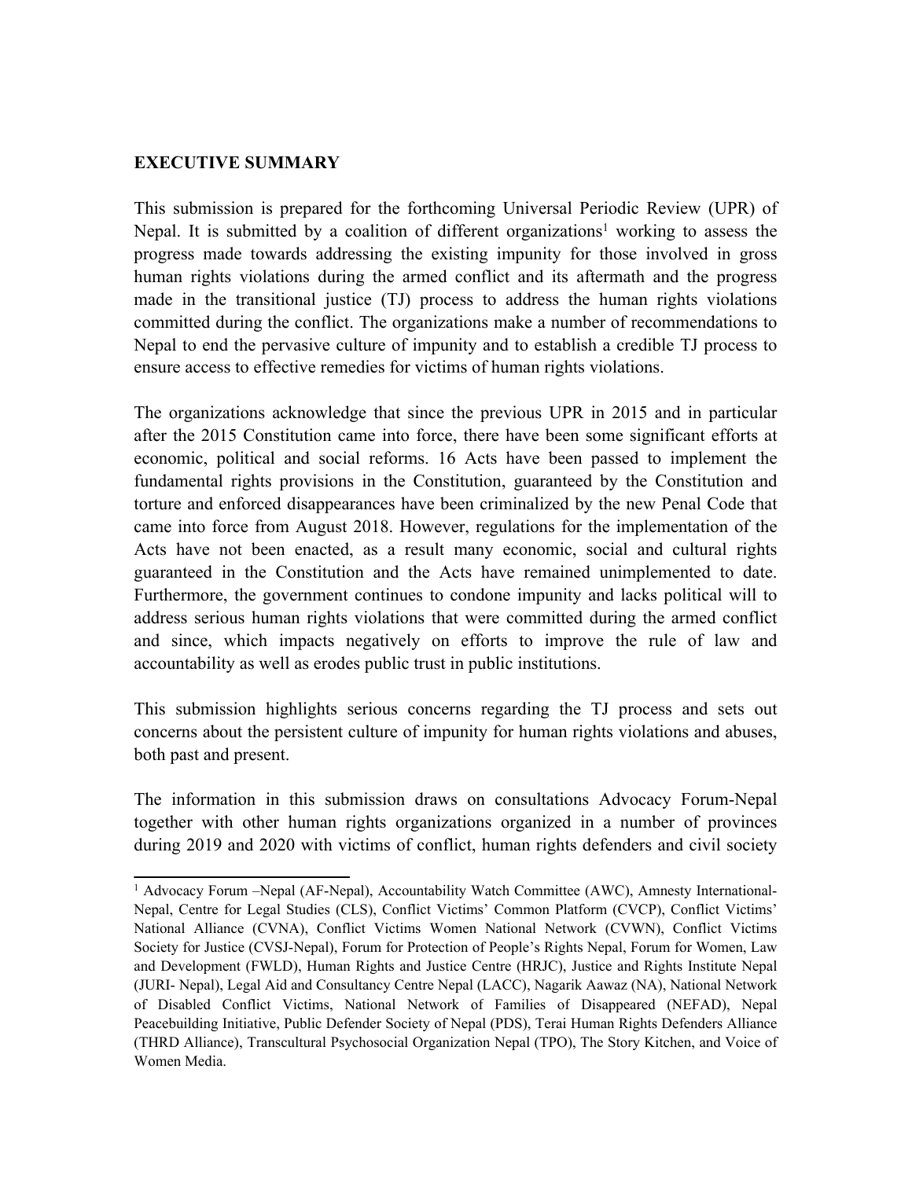**EXECUTIVE SUMMARY**

This submission is prepared for the forthcoming Universal Periodic Review (UPR) of Nepal. It is submitted by a coalition of different organizations[1] working to assess the progress made towards addressing the existing impunity for those involved in gross human rights violations during the armed conflict and its aftermath and the progress made in the transitional justice (TJ) process to address the human rights violations committed during the conflict. The organizations make a number of recommendations to Nepal to end the pervasive culture of impunity and to establish a credible TJ process to ensure access to effective remedies for victims of human rights violations.

The organizations acknowledge that since the previous UPR in 2015 and in particular after the 2015 Constitution came into force, there have been some significant efforts at economic, political and social reforms. 16 Acts have been passed to implement the fundamental rights provisions in the Constitution, guaranteed by the Constitution and torture and enforced disappearances have been criminalized by the new Penal Code that came into force from August 2018. However, regulations for the implementation of the Acts have not been enacted, as a result many economic, social and cultural rights guaranteed in the Constitution and the Acts have remained unimplemented to date. Furthermore, the government continues to condone impunity and lacks political will to address serious human rights violations that were committed during the armed conflict and since, which impacts negatively on efforts to improve the rule of law and accountability as well as erodes public trust in public institutions.

This submission highlights serious concerns regarding the TJ process and sets out concerns about the persistent culture of impunity for human rights violations and abuses, both past and present.

The information in this submission draws on consultations Advocacy Forum-Nepal together with other human rights organizations organized in a number of provinces during 2019 and 2020 with victims of conflict, human rights defenders and civil society

---

[1] Advocacy Forum –Nepal (AF-Nepal), Accountability Watch Committee (AWC), Amnesty International-Nepal, Centre for Legal Studies (CLS), Conflict Victims' Common Platform (CVCP), Conflict Victims' National Alliance (CVNA), Conflict Victims Women National Network (CVWN), Conflict Victims Society for Justice (CVSJ-Nepal), Forum for Protection of People's Rights Nepal, Forum for Women, Law and Development (FWLD), Human Rights and Justice Centre (HRJC), Justice and Rights Institute Nepal (JURI- Nepal), Legal Aid and Consultancy Centre Nepal (LACC), Nagarik Aawaz (NA), National Network of Disabled Conflict Victims, National Network of Families of Disappeared (NEFAD), Nepal Peacebuilding Initiative, Public Defender Society of Nepal (PDS), Terai Human Rights Defenders Alliance (THRD Alliance), Transcultural Psychosocial Organization Nepal (TPO), The Story Kitchen, and Voice of Women Media.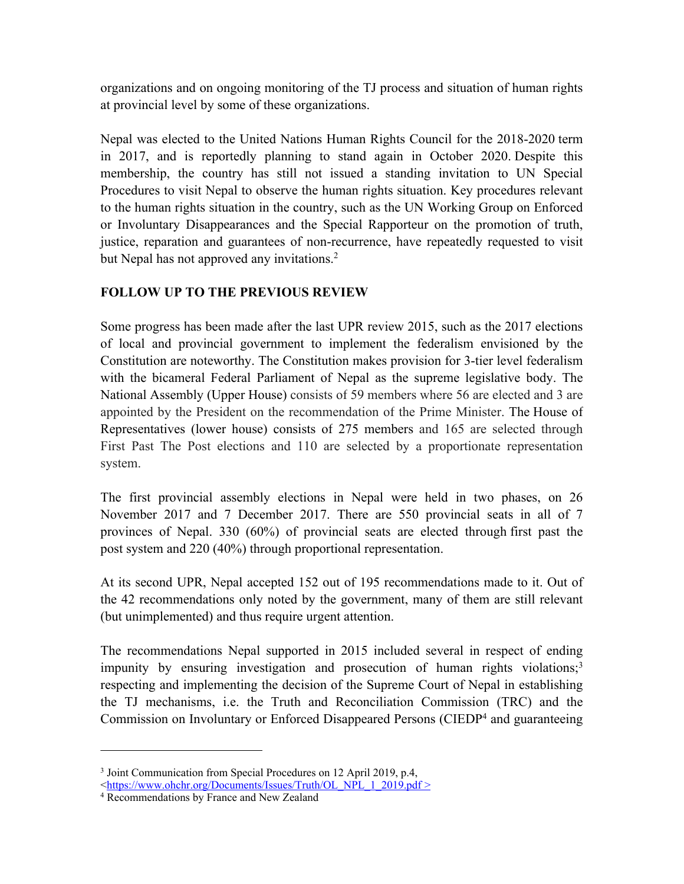organizations and on ongoing monitoring of the TJ process and situation of human rights at provincial level by some of these organizations.

Nepal was elected to the United Nations Human Rights Council for the 2018-2020 term in 2017, and is reportedly planning to stand again in October 2020. Despite this membership, the country has still not issued a standing invitation to UN Special Procedures to visit Nepal to observe the human rights situation. Key procedures relevant to the human rights situation in the country, such as the UN Working Group on Enforced or Involuntary Disappearances and the Special Rapporteur on the promotion of truth, justice, reparation and guarantees of non-recurrence, have repeatedly requested to visit but Nepal has not approved any invitations.[2]

## FOLLOW UP TO THE PREVIOUS REVIEW

Some progress has been made after the last UPR review 2015, such as the 2017 elections of local and provincial government to implement the federalism envisioned by the Constitution are noteworthy. The Constitution makes provision for 3-tier level federalism with the bicameral Federal Parliament of Nepal as the supreme legislative body. The National Assembly (Upper House) consists of 59 members where 56 are elected and 3 are appointed by the President on the recommendation of the Prime Minister. The House of Representatives (lower house) consists of 275 members and 165 are selected through First Past The Post elections and 110 are selected by a proportionate representation system.

The first provincial assembly elections in Nepal were held in two phases, on 26 November 2017 and 7 December 2017. There are 550 provincial seats in all of 7 provinces of Nepal. 330 (60%) of provincial seats are elected through first past the post system and 220 (40%) through proportional representation.

At its second UPR, Nepal accepted 152 out of 195 recommendations made to it. Out of the 42 recommendations only noted by the government, many of them are still relevant (but unimplemented) and thus require urgent attention.

The recommendations Nepal supported in 2015 included several in respect of ending impunity by ensuring investigation and prosecution of human rights violations;[3] respecting and implementing the decision of the Supreme Court of Nepal in establishing the TJ mechanisms, i.e. the Truth and Reconciliation Commission (TRC) and the Commission on Involuntary or Enforced Disappeared Persons (CIEDP[4] and guaranteeing

---

[3] Joint Communication from Special Procedures on 12 April 2019, p.4, <https://www.ohchr.org/Documents/Issues/Truth/OL_NPL_1_2019.pdf >

[4] Recommendations by France and New Zealand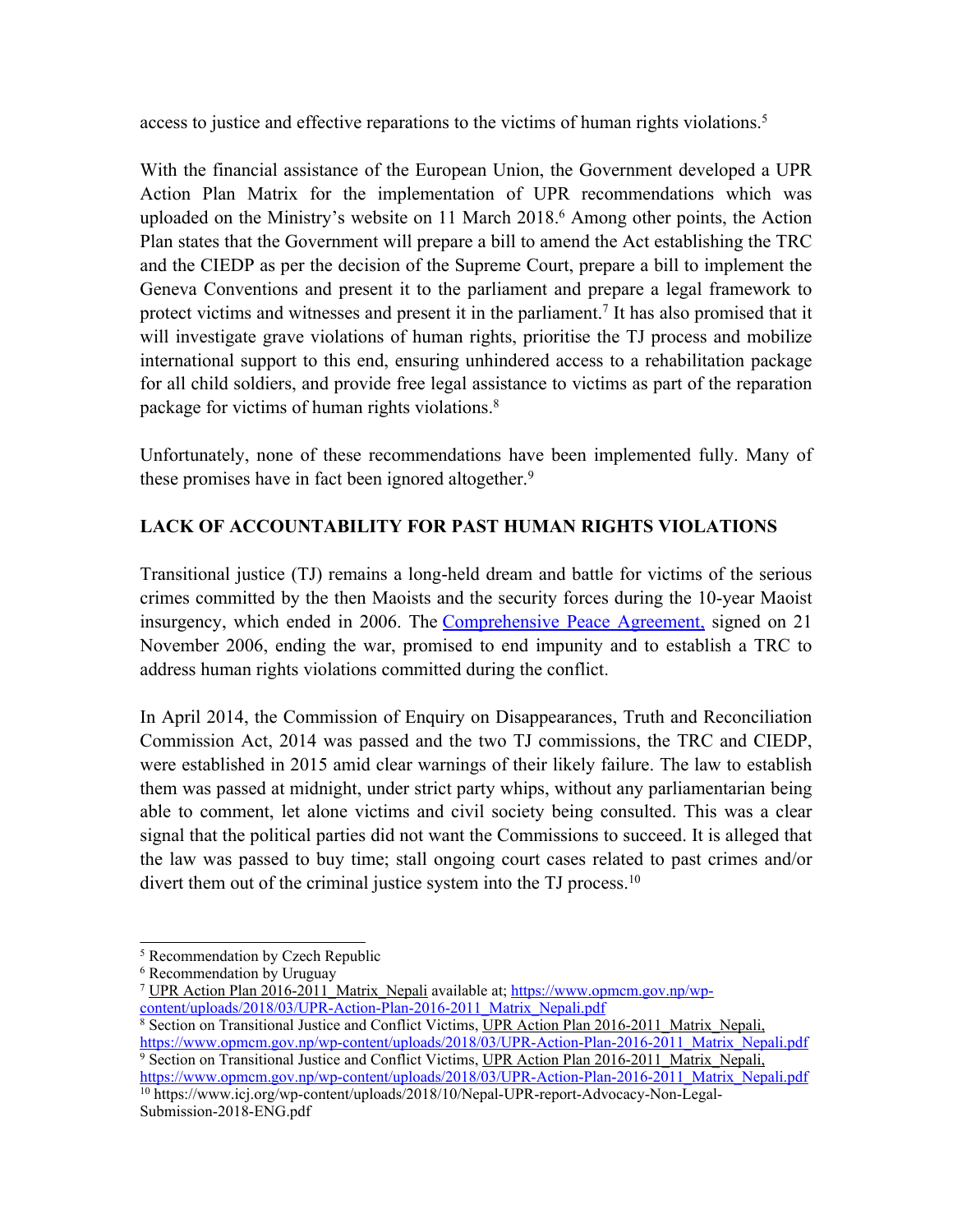access to justice and effective reparations to the victims of human rights violations.[5]

With the financial assistance of the European Union, the Government developed a UPR Action Plan Matrix for the implementation of UPR recommendations which was uploaded on the Ministry's website on 11 March 2018.[6] Among other points, the Action Plan states that the Government will prepare a bill to amend the Act establishing the TRC and the CIEDP as per the decision of the Supreme Court, prepare a bill to implement the Geneva Conventions and present it to the parliament and prepare a legal framework to protect victims and witnesses and present it in the parliament.[7] It has also promised that it will investigate grave violations of human rights, prioritise the TJ process and mobilize international support to this end, ensuring unhindered access to a rehabilitation package for all child soldiers, and provide free legal assistance to victims as part of the reparation package for victims of human rights violations.[8]

Unfortunately, none of these recommendations have been implemented fully. Many of these promises have in fact been ignored altogether.[9]

## LACK OF ACCOUNTABILITY FOR PAST HUMAN RIGHTS VIOLATIONS

Transitional justice (TJ) remains a long-held dream and battle for victims of the serious crimes committed by the then Maoists and the security forces during the 10-year Maoist insurgency, which ended in 2006. The Comprehensive Peace Agreement, signed on 21 November 2006, ending the war, promised to end impunity and to establish a TRC to address human rights violations committed during the conflict.

In April 2014, the Commission of Enquiry on Disappearances, Truth and Reconciliation Commission Act, 2014 was passed and the two TJ commissions, the TRC and CIEDP, were established in 2015 amid clear warnings of their likely failure. The law to establish them was passed at midnight, under strict party whips, without any parliamentarian being able to comment, let alone victims and civil society being consulted. This was a clear signal that the political parties did not want the Commissions to succeed. It is alleged that the law was passed to buy time; stall ongoing court cases related to past crimes and/or divert them out of the criminal justice system into the TJ process.[10]

---

[5] Recommendation by Czech Republic

[6] Recommendation by Uruguay

[7] UPR Action Plan 2016-2011_Matrix_Nepali available at; https://www.opmcm.gov.np/wp-content/uploads/2018/03/UPR-Action-Plan-2016-2011_Matrix_Nepali.pdf

[8] Section on Transitional Justice and Conflict Victims, UPR Action Plan 2016-2011_Matrix_Nepali, https://www.opmcm.gov.np/wp-content/uploads/2018/03/UPR-Action-Plan-2016-2011_Matrix_Nepali.pdf

[9] Section on Transitional Justice and Conflict Victims, UPR Action Plan 2016-2011_Matrix_Nepali, https://www.opmcm.gov.np/wp-content/uploads/2018/03/UPR-Action-Plan-2016-2011_Matrix_Nepali.pdf

[10] https://www.icj.org/wp-content/uploads/2018/10/Nepal-UPR-report-Advocacy-Non-Legal-Submission-2018-ENG.pdf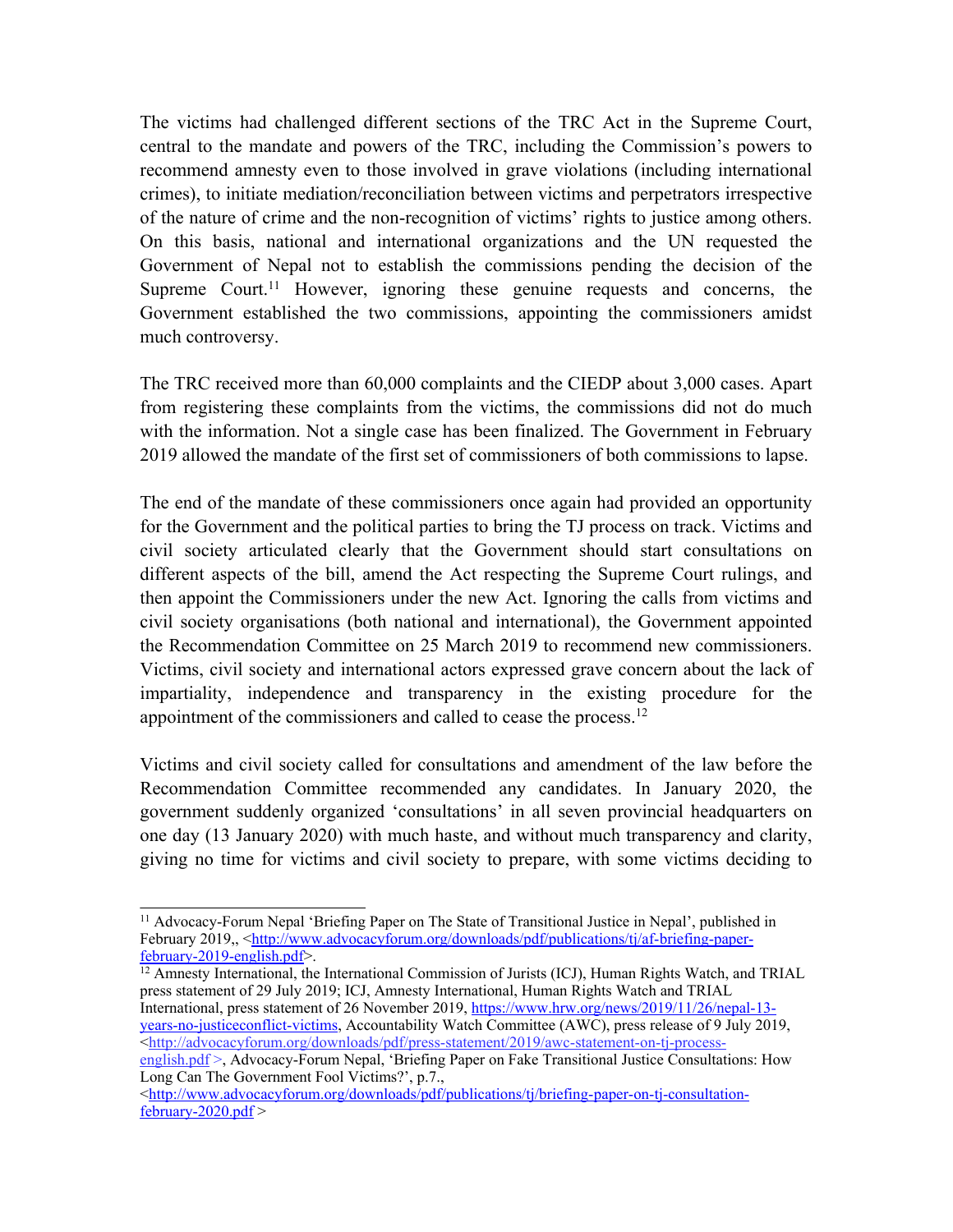The victims had challenged different sections of the TRC Act in the Supreme Court, central to the mandate and powers of the TRC, including the Commission's powers to recommend amnesty even to those involved in grave violations (including international crimes), to initiate mediation/reconciliation between victims and perpetrators irrespective of the nature of crime and the non-recognition of victims' rights to justice among others. On this basis, national and international organizations and the UN requested the Government of Nepal not to establish the commissions pending the decision of the Supreme Court.[11] However, ignoring these genuine requests and concerns, the Government established the two commissions, appointing the commissioners amidst much controversy.

The TRC received more than 60,000 complaints and the CIEDP about 3,000 cases. Apart from registering these complaints from the victims, the commissions did not do much with the information. Not a single case has been finalized. The Government in February 2019 allowed the mandate of the first set of commissioners of both commissions to lapse.

The end of the mandate of these commissioners once again had provided an opportunity for the Government and the political parties to bring the TJ process on track. Victims and civil society articulated clearly that the Government should start consultations on different aspects of the bill, amend the Act respecting the Supreme Court rulings, and then appoint the Commissioners under the new Act. Ignoring the calls from victims and civil society organisations (both national and international), the Government appointed the Recommendation Committee on 25 March 2019 to recommend new commissioners. Victims, civil society and international actors expressed grave concern about the lack of impartiality, independence and transparency in the existing procedure for the appointment of the commissioners and called to cease the process.[12]

Victims and civil society called for consultations and amendment of the law before the Recommendation Committee recommended any candidates. In January 2020, the government suddenly organized 'consultations' in all seven provincial headquarters on one day (13 January 2020) with much haste, and without much transparency and clarity, giving no time for victims and civil society to prepare, with some victims deciding to

---

[11] Advocacy-Forum Nepal 'Briefing Paper on The State of Transitional Justice in Nepal', published in February 2019,, <http://www.advocacyforum.org/downloads/pdf/publications/tj/af-briefing-paper-february-2019-english.pdf>.

[12] Amnesty International, the International Commission of Jurists (ICJ), Human Rights Watch, and TRIAL press statement of 29 July 2019; ICJ, Amnesty International, Human Rights Watch and TRIAL International, press statement of 26 November 2019, https://www.hrw.org/news/2019/11/26/nepal-13-years-no-justiceconflict-victims, Accountability Watch Committee (AWC), press release of 9 July 2019, <http://advocacyforum.org/downloads/pdf/press-statement/2019/awc-statement-on-tj-process-english.pdf >, Advocacy-Forum Nepal, 'Briefing Paper on Fake Transitional Justice Consultations: How Long Can The Government Fool Victims?', p.7., <http://www.advocacyforum.org/downloads/pdf/publications/tj/briefing-paper-on-tj-consultation-february-2020.pdf >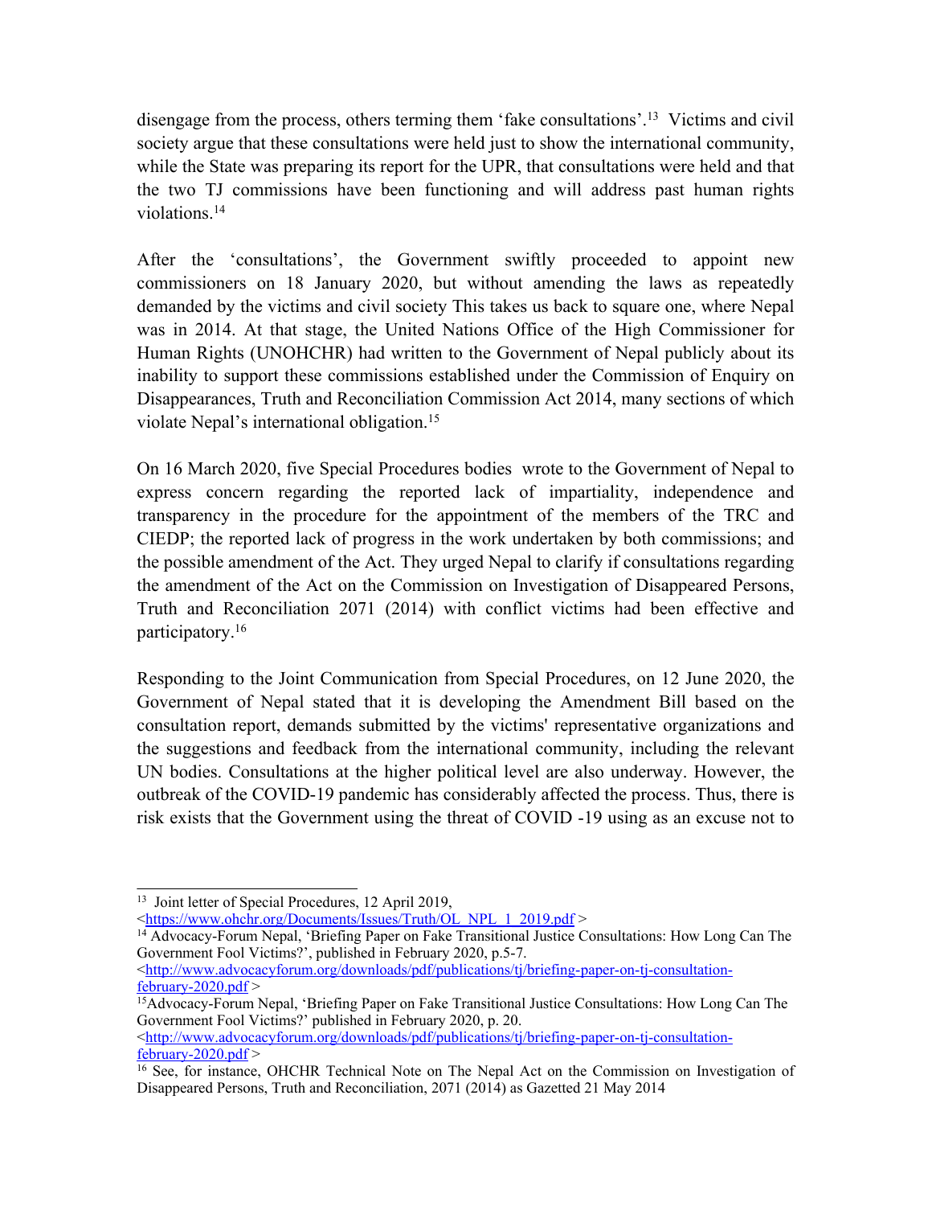disengage from the process, others terming them 'fake consultations'.[13] Victims and civil society argue that these consultations were held just to show the international community, while the State was preparing its report for the UPR, that consultations were held and that the two TJ commissions have been functioning and will address past human rights violations.[14]

After the 'consultations', the Government swiftly proceeded to appoint new commissioners on 18 January 2020, but without amending the laws as repeatedly demanded by the victims and civil society This takes us back to square one, where Nepal was in 2014. At that stage, the United Nations Office of the High Commissioner for Human Rights (UNOHCHR) had written to the Government of Nepal publicly about its inability to support these commissions established under the Commission of Enquiry on Disappearances, Truth and Reconciliation Commission Act 2014, many sections of which violate Nepal's international obligation.[15]

On 16 March 2020, five Special Procedures bodies wrote to the Government of Nepal to express concern regarding the reported lack of impartiality, independence and transparency in the procedure for the appointment of the members of the TRC and CIEDP; the reported lack of progress in the work undertaken by both commissions; and the possible amendment of the Act. They urged Nepal to clarify if consultations regarding the amendment of the Act on the Commission on Investigation of Disappeared Persons, Truth and Reconciliation 2071 (2014) with conflict victims had been effective and participatory.[16]

Responding to the Joint Communication from Special Procedures, on 12 June 2020, the Government of Nepal stated that it is developing the Amendment Bill based on the consultation report, demands submitted by the victims' representative organizations and the suggestions and feedback from the international community, including the relevant UN bodies. Consultations at the higher political level are also underway. However, the outbreak of the COVID-19 pandemic has considerably affected the process. Thus, there is risk exists that the Government using the threat of COVID -19 using as an excuse not to

---

[13] Joint letter of Special Procedures, 12 April 2019, <https://www.ohchr.org/Documents/Issues/Truth/OL_NPL_1_2019.pdf >

[14] Advocacy-Forum Nepal, 'Briefing Paper on Fake Transitional Justice Consultations: How Long Can The Government Fool Victims?', published in February 2020, p.5-7. <http://www.advocacyforum.org/downloads/pdf/publications/tj/briefing-paper-on-tj-consultation-february-2020.pdf >

[15] Advocacy-Forum Nepal, 'Briefing Paper on Fake Transitional Justice Consultations: How Long Can The Government Fool Victims?' published in February 2020, p. 20. <http://www.advocacyforum.org/downloads/pdf/publications/tj/briefing-paper-on-tj-consultation-february-2020.pdf >

[16] See, for instance, OHCHR Technical Note on The Nepal Act on the Commission on Investigation of Disappeared Persons, Truth and Reconciliation, 2071 (2014) as Gazetted 21 May 2014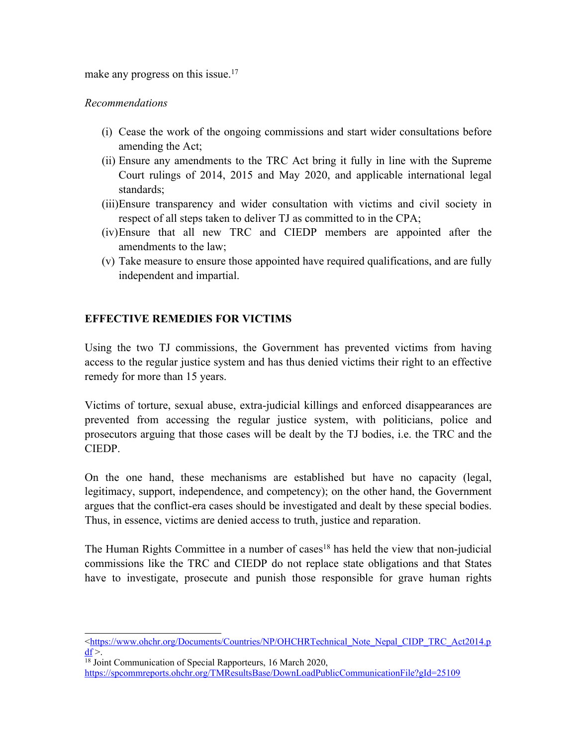make any progress on this issue.[17]

*Recommendations*

(i) Cease the work of the ongoing commissions and start wider consultations before amending the Act;
(ii) Ensure any amendments to the TRC Act bring it fully in line with the Supreme Court rulings of 2014, 2015 and May 2020, and applicable international legal standards;
(iii) Ensure transparency and wider consultation with victims and civil society in respect of all steps taken to deliver TJ as committed to in the CPA;
(iv) Ensure that all new TRC and CIEDP members are appointed after the amendments to the law;
(v) Take measure to ensure those appointed have required qualifications, and are fully independent and impartial.

**EFFECTIVE REMEDIES FOR VICTIMS**

Using the two TJ commissions, the Government has prevented victims from having access to the regular justice system and has thus denied victims their right to an effective remedy for more than 15 years.

Victims of torture, sexual abuse, extra-judicial killings and enforced disappearances are prevented from accessing the regular justice system, with politicians, police and prosecutors arguing that those cases will be dealt by the TJ bodies, i.e. the TRC and the CIEDP.

On the one hand, these mechanisms are established but have no capacity (legal, legitimacy, support, independence, and competency); on the other hand, the Government argues that the conflict-era cases should be investigated and dealt by these special bodies. Thus, in essence, victims are denied access to truth, justice and reparation.

The Human Rights Committee in a number of cases[18] has held the view that non-judicial commissions like the TRC and CIEDP do not replace state obligations and that States have to investigate, prosecute and punish those responsible for grave human rights

---

<https://www.ohchr.org/Documents/Countries/NP/OHCHRTechnical_Note_Nepal_CIDP_TRC_Act2014.pdf >.

[18] Joint Communication of Special Rapporteurs, 16 March 2020, https://spcommreports.ohchr.org/TMResultsBase/DownLoadPublicCommunicationFile?gId=25109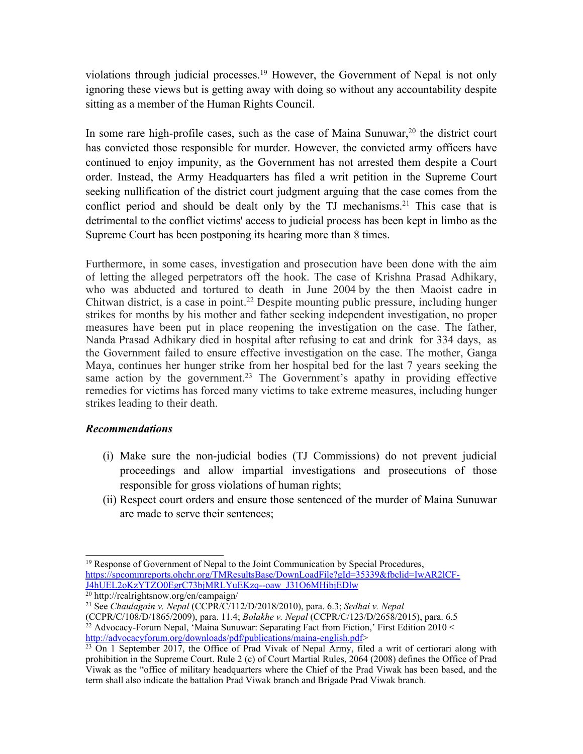violations through judicial processes.[19] However, the Government of Nepal is not only ignoring these views but is getting away with doing so without any accountability despite sitting as a member of the Human Rights Council.

In some rare high-profile cases, such as the case of Maina Sunuwar,[20] the district court has convicted those responsible for murder. However, the convicted army officers have continued to enjoy impunity, as the Government has not arrested them despite a Court order. Instead, the Army Headquarters has filed a writ petition in the Supreme Court seeking nullification of the district court judgment arguing that the case comes from the conflict period and should be dealt only by the TJ mechanisms.[21] This case that is detrimental to the conflict victims' access to judicial process has been kept in limbo as the Supreme Court has been postponing its hearing more than 8 times.

Furthermore, in some cases, investigation and prosecution have been done with the aim of letting the alleged perpetrators off the hook. The case of Krishna Prasad Adhikary, who was abducted and tortured to death in June 2004 by the then Maoist cadre in Chitwan district, is a case in point.[22] Despite mounting public pressure, including hunger strikes for months by his mother and father seeking independent investigation, no proper measures have been put in place reopening the investigation on the case. The father, Nanda Prasad Adhikary died in hospital after refusing to eat and drink for 334 days, as the Government failed to ensure effective investigation on the case. The mother, Ganga Maya, continues her hunger strike from her hospital bed for the last 7 years seeking the same action by the government.[23] The Government's apathy in providing effective remedies for victims has forced many victims to take extreme measures, including hunger strikes leading to their death.

### *Recommendations*

(i) Make sure the non-judicial bodies (TJ Commissions) do not prevent judicial proceedings and allow impartial investigations and prosecutions of those responsible for gross violations of human rights;

(ii) Respect court orders and ensure those sentenced of the murder of Maina Sunuwar are made to serve their sentences;

---

[19] Response of Government of Nepal to the Joint Communication by Special Procedures, https://spcommreports.ohchr.org/TMResultsBase/DownLoadFile?gId=35339&fbclid=IwAR2lCF-J4hUEL2oKzYTZO0EgrC73bjMRLYuEKzq--oaw_J31O6MHibjEDlw

[20] http://realrightsnow.org/en/campaign/

[21] See *Chaulagain v. Nepal* (CCPR/C/112/D/2018/2010), para. 6.3; *Sedhai v. Nepal* (CCPR/C/108/D/1865/2009), para. 11.4; *Bolakhe v. Nepal* (CCPR/C/123/D/2658/2015), para. 6.5

[22] Advocacy-Forum Nepal, 'Maina Sunuwar: Separating Fact from Fiction,' First Edition 2010 < http://advocacyforum.org/downloads/pdf/publications/maina-english.pdf>

[23] On 1 September 2017, the Office of Prad Vivak of Nepal Army, filed a writ of certiorari along with prohibition in the Supreme Court. Rule 2 (c) of Court Martial Rules, 2064 (2008) defines the Office of Prad Viwak as the "office of military headquarters where the Chief of the Prad Viwak has been based, and the term shall also indicate the battalion Prad Viwak branch and Brigade Prad Viwak branch.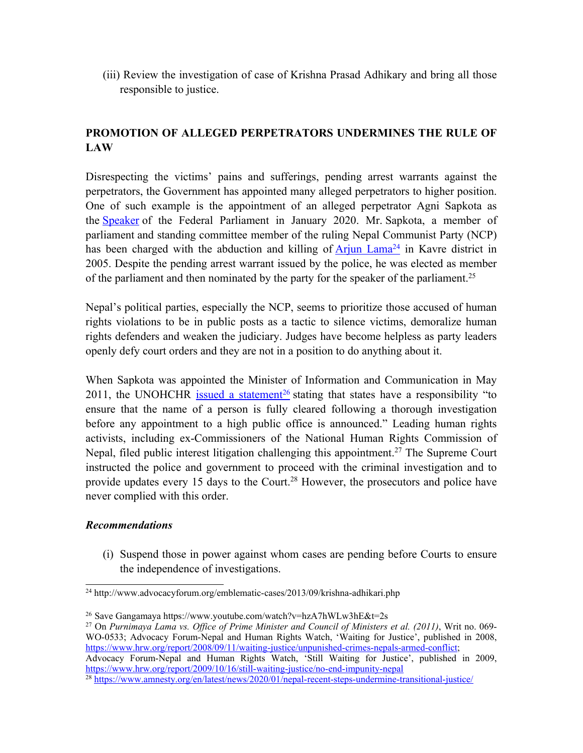(iii) Review the investigation of case of Krishna Prasad Adhikary and bring all those responsible to justice.

## PROMOTION OF ALLEGED PERPETRATORS UNDERMINES THE RULE OF LAW

Disrespecting the victims' pains and sufferings, pending arrest warrants against the perpetrators, the Government has appointed many alleged perpetrators to higher position. One of such example is the appointment of an alleged perpetrator Agni Sapkota as the Speaker of the Federal Parliament in January 2020. Mr. Sapkota, a member of parliament and standing committee member of the ruling Nepal Communist Party (NCP) has been charged with the abduction and killing of Arjun Lama[24] in Kavre district in 2005. Despite the pending arrest warrant issued by the police, he was elected as member of the parliament and then nominated by the party for the speaker of the parliament.[25]

Nepal's political parties, especially the NCP, seems to prioritize those accused of human rights violations to be in public posts as a tactic to silence victims, demoralize human rights defenders and weaken the judiciary. Judges have become helpless as party leaders openly defy court orders and they are not in a position to do anything about it.

When Sapkota was appointed the Minister of Information and Communication in May 2011, the UNOHCHR issued a statement[26] stating that states have a responsibility "to ensure that the name of a person is fully cleared following a thorough investigation before any appointment to a high public office is announced." Leading human rights activists, including ex-Commissioners of the National Human Rights Commission of Nepal, filed public interest litigation challenging this appointment.[27] The Supreme Court instructed the police and government to proceed with the criminal investigation and to provide updates every 15 days to the Court.[28] However, the prosecutors and police have never complied with this order.

### *Recommendations*

(i) Suspend those in power against whom cases are pending before Courts to ensure the independence of investigations.

---

[24] http://www.advocacyforum.org/emblematic-cases/2013/09/krishna-adhikari.php

[26] Save Gangamaya https://www.youtube.com/watch?v=hzA7hWLw3hE&t=2s

[27] On *Purnimaya Lama vs. Office of Prime Minister and Council of Ministers et al. (2011)*, Writ no. 069-WO-0533; Advocacy Forum-Nepal and Human Rights Watch, 'Waiting for Justice', published in 2008, https://www.hrw.org/report/2008/09/11/waiting-justice/unpunished-crimes-nepals-armed-conflict; Advocacy Forum-Nepal and Human Rights Watch, 'Still Waiting for Justice', published in 2009, https://www.hrw.org/report/2009/10/16/still-waiting-justice/no-end-impunity-nepal

[28] https://www.amnesty.org/en/latest/news/2020/01/nepal-recent-steps-undermine-transitional-justice/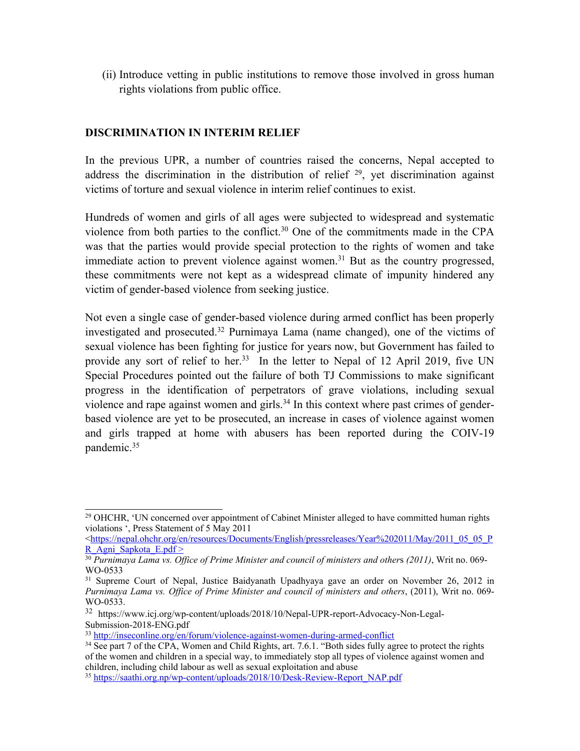(ii) Introduce vetting in public institutions to remove those involved in gross human rights violations from public office.

**DISCRIMINATION IN INTERIM RELIEF**

In the previous UPR, a number of countries raised the concerns, Nepal accepted to address the discrimination in the distribution of relief [29], yet discrimination against victims of torture and sexual violence in interim relief continues to exist.

Hundreds of women and girls of all ages were subjected to widespread and systematic violence from both parties to the conflict.[30] One of the commitments made in the CPA was that the parties would provide special protection to the rights of women and take immediate action to prevent violence against women.[31] But as the country progressed, these commitments were not kept as a widespread climate of impunity hindered any victim of gender-based violence from seeking justice.

Not even a single case of gender-based violence during armed conflict has been properly investigated and prosecuted.[32] Purnimaya Lama (name changed), one of the victims of sexual violence has been fighting for justice for years now, but Government has failed to provide any sort of relief to her.[33] In the letter to Nepal of 12 April 2019, five UN Special Procedures pointed out the failure of both TJ Commissions to make significant progress in the identification of perpetrators of grave violations, including sexual violence and rape against women and girls.[34] In this context where past crimes of gender-based violence are yet to be prosecuted, an increase in cases of violence against women and girls trapped at home with abusers has been reported during the COIV-19 pandemic.[35]

---

[29] OHCHR, 'UN concerned over appointment of Cabinet Minister alleged to have committed human rights violations ', Press Statement of 5 May 2011 <https://nepal.ohchr.org/en/resources/Documents/English/pressreleases/Year%202011/May/2011_05_05_PR_Agni_Sapkota_E.pdf >

[30] *Purnimaya Lama vs. Office of Prime Minister and council of ministers and others (2011)*, Writ no. 069-WO-0533

[31] Supreme Court of Nepal, Justice Baidyanath Upadhyaya gave an order on November 26, 2012 in *Purnimaya Lama vs. Office of Prime Minister and council of ministers and others*, (2011), Writ no. 069-WO-0533.

[32] https://www.icj.org/wp-content/uploads/2018/10/Nepal-UPR-report-Advocacy-Non-Legal-Submission-2018-ENG.pdf

[33] http://inseconline.org/en/forum/violence-against-women-during-armed-conflict

[34] See part 7 of the CPA, Women and Child Rights, art. 7.6.1. "Both sides fully agree to protect the rights of the women and children in a special way, to immediately stop all types of violence against women and children, including child labour as well as sexual exploitation and abuse

[35] https://saathi.org.np/wp-content/uploads/2018/10/Desk-Review-Report_NAP.pdf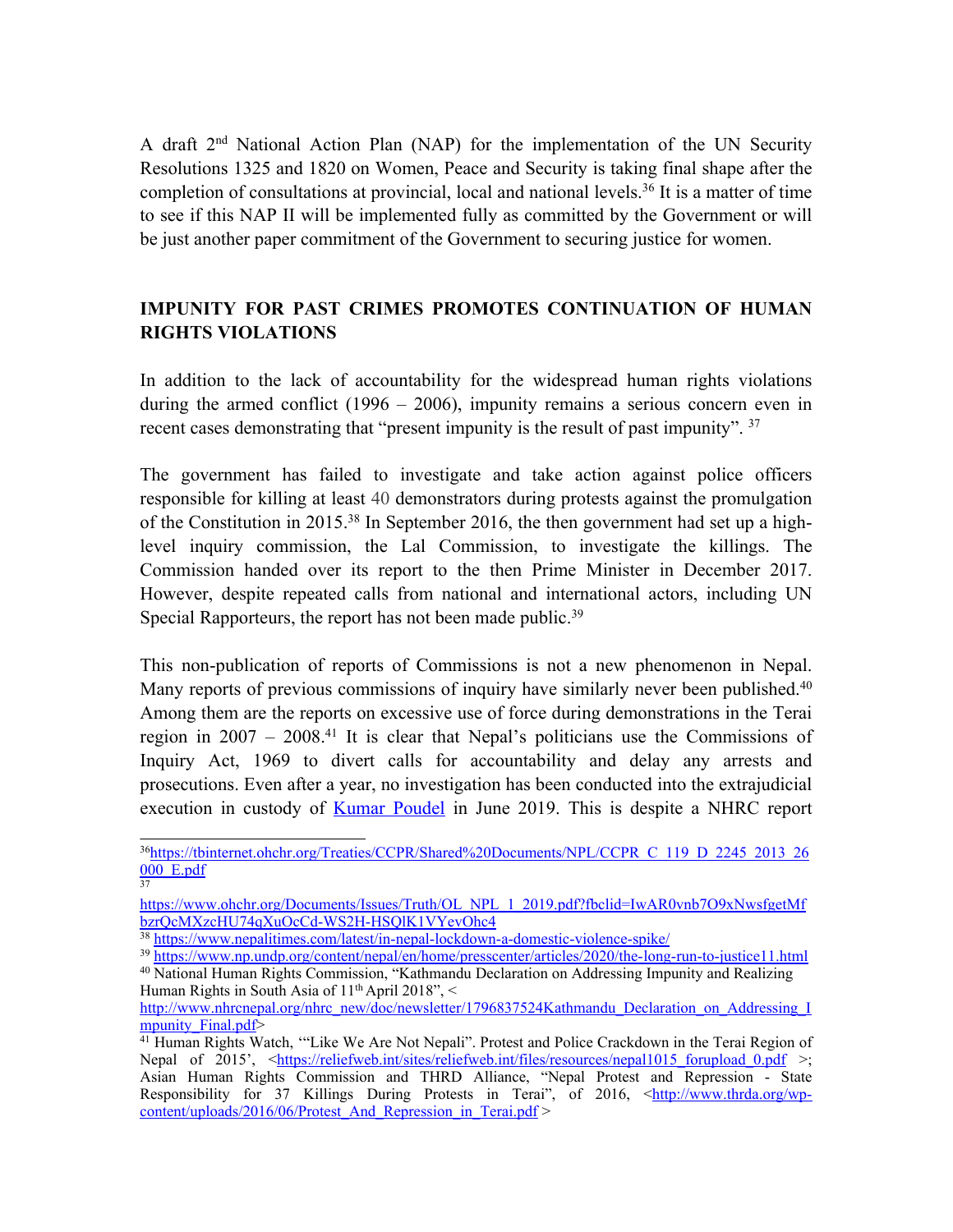A draft 2nd National Action Plan (NAP) for the implementation of the UN Security Resolutions 1325 and 1820 on Women, Peace and Security is taking final shape after the completion of consultations at provincial, local and national levels.[36] It is a matter of time to see if this NAP II will be implemented fully as committed by the Government or will be just another paper commitment of the Government to securing justice for women.

## IMPUNITY FOR PAST CRIMES PROMOTES CONTINUATION OF HUMAN RIGHTS VIOLATIONS

In addition to the lack of accountability for the widespread human rights violations during the armed conflict (1996 – 2006), impunity remains a serious concern even in recent cases demonstrating that "present impunity is the result of past impunity". [37]

The government has failed to investigate and take action against police officers responsible for killing at least 40 demonstrators during protests against the promulgation of the Constitution in 2015.[38] In September 2016, the then government had set up a high-level inquiry commission, the Lal Commission, to investigate the killings. The Commission handed over its report to the then Prime Minister in December 2017. However, despite repeated calls from national and international actors, including UN Special Rapporteurs, the report has not been made public.[39]

This non-publication of reports of Commissions is not a new phenomenon in Nepal. Many reports of previous commissions of inquiry have similarly never been published.[40] Among them are the reports on excessive use of force during demonstrations in the Terai region in 2007 – 2008.[41] It is clear that Nepal's politicians use the Commissions of Inquiry Act, 1969 to divert calls for accountability and delay any arrests and prosecutions. Even after a year, no investigation has been conducted into the extrajudicial execution in custody of [Kumar Poudel] in June 2019. This is despite a NHRC report

---

[36] https://tbinternet.ohchr.org/Treaties/CCPR/Shared%20Documents/NPL/CCPR_C_119_D_2245_2013_26000_E.pdf

[37] https://www.ohchr.org/Documents/Issues/Truth/OL_NPL_1_2019.pdf?fbclid=IwAR0vnb7O9xNwsfgetMfbzrQcMXzcHU74qXuOcCd-WS2H-HSQlK1VYevOhc4

[38] https://www.nepalitimes.com/latest/in-nepal-lockdown-a-domestic-violence-spike/

[39] https://www.np.undp.org/content/nepal/en/home/presscenter/articles/2020/the-long-run-to-justice11.html

[40] National Human Rights Commission, "Kathmandu Declaration on Addressing Impunity and Realizing Human Rights in South Asia of 11th April 2018", <http://www.nhrcnepal.org/nhrc_new/doc/newsletter/1796837524Kathmandu_Declaration_on_Addressing_Impunity_Final.pdf>

[41] Human Rights Watch, '"Like We Are Not Nepali". Protest and Police Crackdown in the Terai Region of Nepal of 2015', <https://reliefweb.int/sites/reliefweb.int/files/resources/nepal1015_forupload_0.pdf >; Asian Human Rights Commission and THRD Alliance, "Nepal Protest and Repression - State Responsibility for 37 Killings During Protests in Terai", of 2016, <http://www.thrda.org/wp-content/uploads/2016/06/Protest_And_Repression_in_Terai.pdf >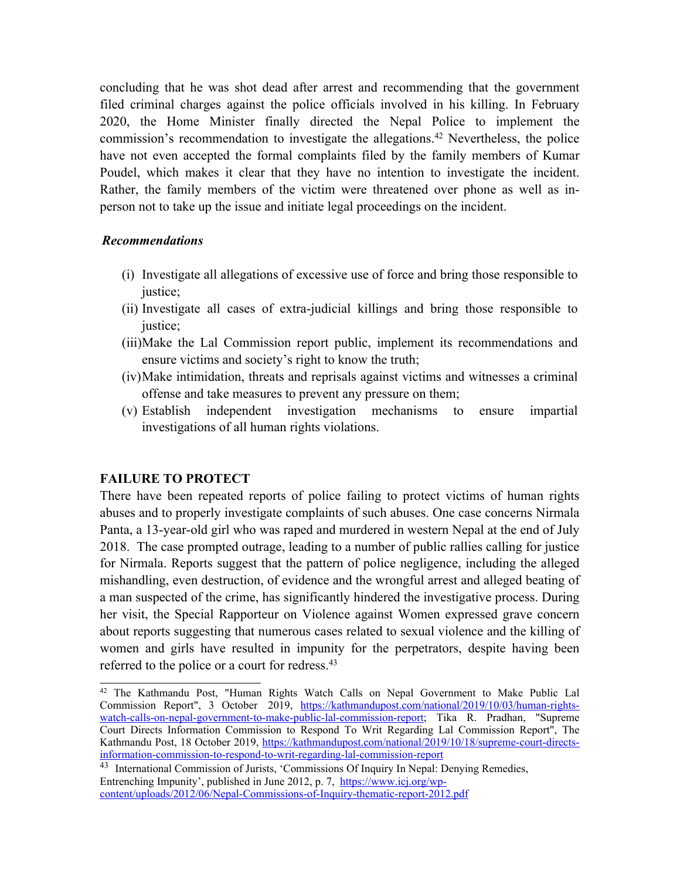concluding that he was shot dead after arrest and recommending that the government filed criminal charges against the police officials involved in his killing. In February 2020, the Home Minister finally directed the Nepal Police to implement the commission's recommendation to investigate the allegations.[42] Nevertheless, the police have not even accepted the formal complaints filed by the family members of Kumar Poudel, which makes it clear that they have no intention to investigate the incident. Rather, the family members of the victim were threatened over phone as well as in-person not to take up the issue and initiate legal proceedings on the incident.

***Recommendations***

(i) Investigate all allegations of excessive use of force and bring those responsible to justice;
(ii) Investigate all cases of extra-judicial killings and bring those responsible to justice;
(iii) Make the Lal Commission report public, implement its recommendations and ensure victims and society's right to know the truth;
(iv) Make intimidation, threats and reprisals against victims and witnesses a criminal offense and take measures to prevent any pressure on them;
(v) Establish independent investigation mechanisms to ensure impartial investigations of all human rights violations.

**FAILURE TO PROTECT**

There have been repeated reports of police failing to protect victims of human rights abuses and to properly investigate complaints of such abuses. One case concerns Nirmala Panta, a 13-year-old girl who was raped and murdered in western Nepal at the end of July 2018. The case prompted outrage, leading to a number of public rallies calling for justice for Nirmala. Reports suggest that the pattern of police negligence, including the alleged mishandling, even destruction, of evidence and the wrongful arrest and alleged beating of a man suspected of the crime, has significantly hindered the investigative process. During her visit, the Special Rapporteur on Violence against Women expressed grave concern about reports suggesting that numerous cases related to sexual violence and the killing of women and girls have resulted in impunity for the perpetrators, despite having been referred to the police or a court for redress.[43]

---

[42] The Kathmandu Post, "Human Rights Watch Calls on Nepal Government to Make Public Lal Commission Report", 3 October 2019, https://kathmandupost.com/national/2019/10/03/human-rights-watch-calls-on-nepal-government-to-make-public-lal-commission-report; Tika R. Pradhan, "Supreme Court Directs Information Commission to Respond To Writ Regarding Lal Commission Report", The Kathmandu Post, 18 October 2019, https://kathmandupost.com/national/2019/10/18/supreme-court-directs-information-commission-to-respond-to-writ-regarding-lal-commission-report

[43] International Commission of Jurists, 'Commissions Of Inquiry In Nepal: Denying Remedies, Entrenching Impunity', published in June 2012, p. 7, https://www.icj.org/wp-content/uploads/2012/06/Nepal-Commissions-of-Inquiry-thematic-report-2012.pdf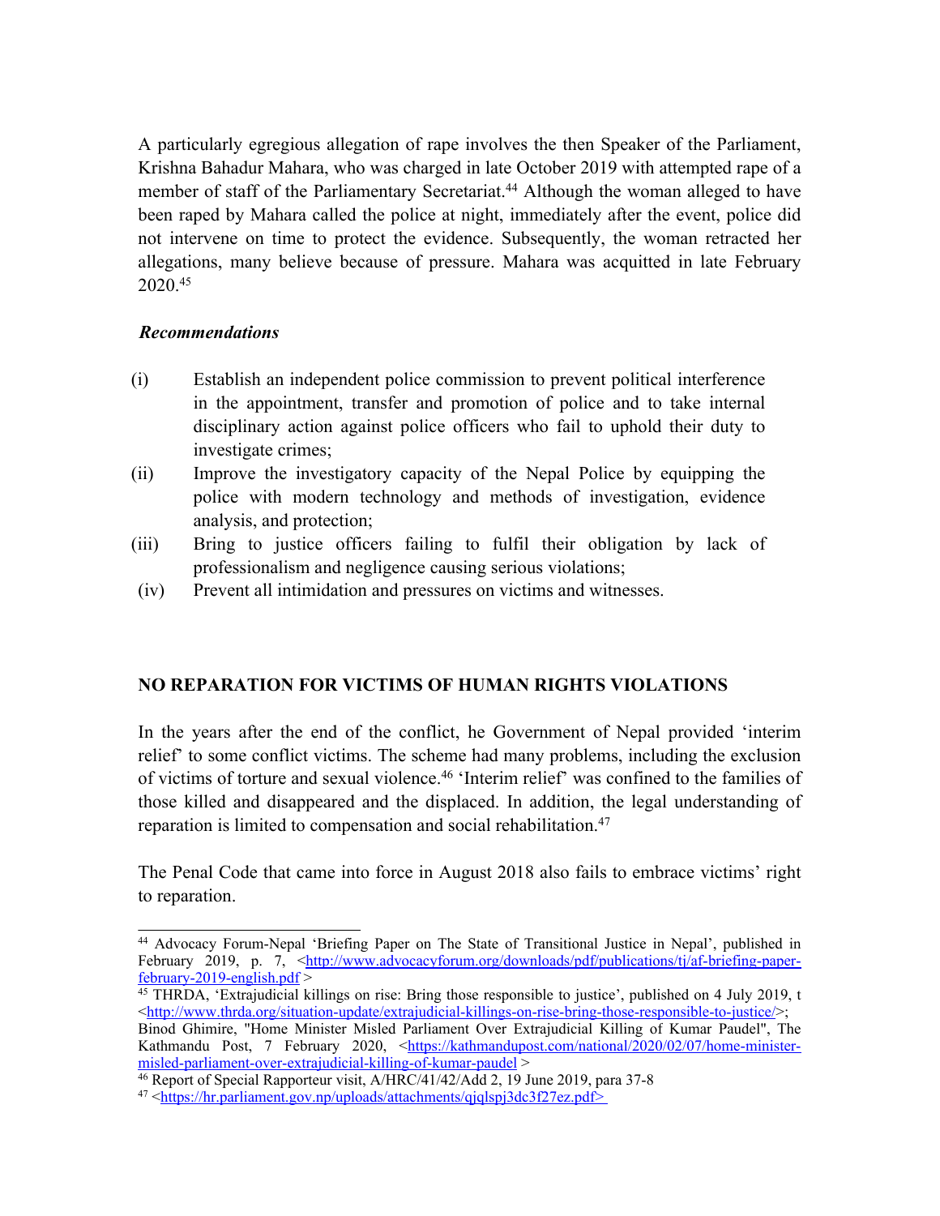A particularly egregious allegation of rape involves the then Speaker of the Parliament, Krishna Bahadur Mahara, who was charged in late October 2019 with attempted rape of a member of staff of the Parliamentary Secretariat.[44] Although the woman alleged to have been raped by Mahara called the police at night, immediately after the event, police did not intervene on time to protect the evidence. Subsequently, the woman retracted her allegations, many believe because of pressure. Mahara was acquitted in late February 2020.[45]

***Recommendations***

(i) Establish an independent police commission to prevent political interference in the appointment, transfer and promotion of police and to take internal disciplinary action against police officers who fail to uphold their duty to investigate crimes;

(ii) Improve the investigatory capacity of the Nepal Police by equipping the police with modern technology and methods of investigation, evidence analysis, and protection;

(iii) Bring to justice officers failing to fulfil their obligation by lack of professionalism and negligence causing serious violations;

(iv) Prevent all intimidation and pressures on victims and witnesses.

## NO REPARATION FOR VICTIMS OF HUMAN RIGHTS VIOLATIONS

In the years after the end of the conflict, he Government of Nepal provided 'interim relief' to some conflict victims. The scheme had many problems, including the exclusion of victims of torture and sexual violence.[46] 'Interim relief' was confined to the families of those killed and disappeared and the displaced. In addition, the legal understanding of reparation is limited to compensation and social rehabilitation.[47]

The Penal Code that came into force in August 2018 also fails to embrace victims' right to reparation.

---

[44] Advocacy Forum-Nepal 'Briefing Paper on The State of Transitional Justice in Nepal', published in February 2019, p. 7, <http://www.advocacyforum.org/downloads/pdf/publications/tj/af-briefing-paper-february-2019-english.pdf >

[45] THRDA, 'Extrajudicial killings on rise: Bring those responsible to justice', published on 4 July 2019, t <http://www.thrda.org/situation-update/extrajudicial-killings-on-rise-bring-those-responsible-to-justice/>; Binod Ghimire, "Home Minister Misled Parliament Over Extrajudicial Killing of Kumar Paudel", The Kathmandu Post, 7 February 2020, <https://kathmandupost.com/national/2020/02/07/home-minister-misled-parliament-over-extrajudicial-killing-of-kumar-paudel >

[46] Report of Special Rapporteur visit, A/HRC/41/42/Add 2, 19 June 2019, para 37-8

[47] <https://hr.parliament.gov.np/uploads/attachments/qjqlspj3dc3f27ez.pdf>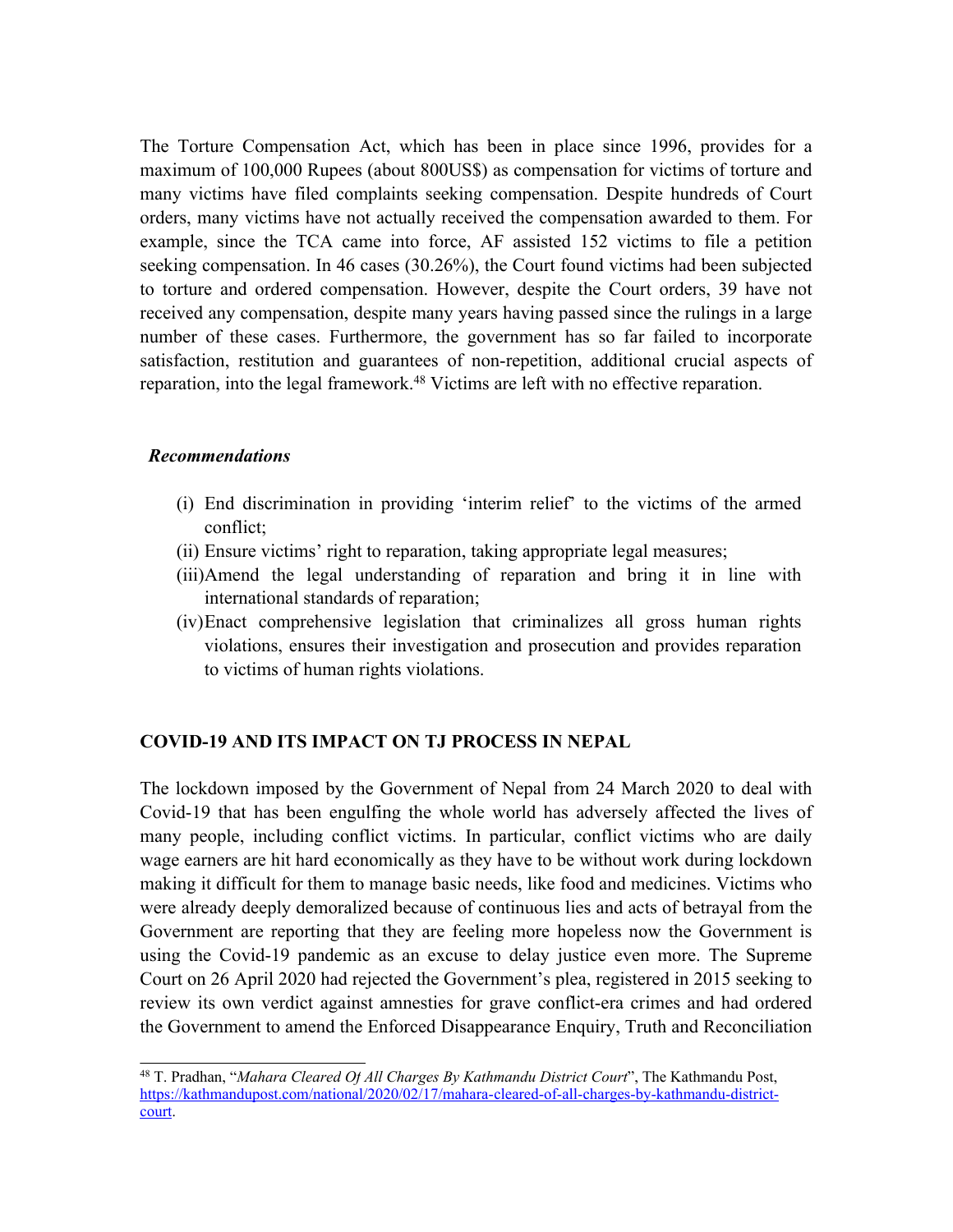The Torture Compensation Act, which has been in place since 1996, provides for a maximum of 100,000 Rupees (about 800US$) as compensation for victims of torture and many victims have filed complaints seeking compensation. Despite hundreds of Court orders, many victims have not actually received the compensation awarded to them. For example, since the TCA came into force, AF assisted 152 victims to file a petition seeking compensation. In 46 cases (30.26%), the Court found victims had been subjected to torture and ordered compensation. However, despite the Court orders, 39 have not received any compensation, despite many years having passed since the rulings in a large number of these cases. Furthermore, the government has so far failed to incorporate satisfaction, restitution and guarantees of non-repetition, additional crucial aspects of reparation, into the legal framework.[48] Victims are left with no effective reparation.

***Recommendations***

- (i) End discrimination in providing 'interim relief' to the victims of the armed conflict;
- (ii) Ensure victims' right to reparation, taking appropriate legal measures;
- (iii) Amend the legal understanding of reparation and bring it in line with international standards of reparation;
- (iv) Enact comprehensive legislation that criminalizes all gross human rights violations, ensures their investigation and prosecution and provides reparation to victims of human rights violations.

## COVID-19 AND ITS IMPACT ON TJ PROCESS IN NEPAL

The lockdown imposed by the Government of Nepal from 24 March 2020 to deal with Covid-19 that has been engulfing the whole world has adversely affected the lives of many people, including conflict victims. In particular, conflict victims who are daily wage earners are hit hard economically as they have to be without work during lockdown making it difficult for them to manage basic needs, like food and medicines. Victims who were already deeply demoralized because of continuous lies and acts of betrayal from the Government are reporting that they are feeling more hopeless now the Government is using the Covid-19 pandemic as an excuse to delay justice even more. The Supreme Court on 26 April 2020 had rejected the Government's plea, registered in 2015 seeking to review its own verdict against amnesties for grave conflict-era crimes and had ordered the Government to amend the Enforced Disappearance Enquiry, Truth and Reconciliation

---

[48] T. Pradhan, "*Mahara Cleared Of All Charges By Kathmandu District Court*", The Kathmandu Post, https://kathmandupost.com/national/2020/02/17/mahara-cleared-of-all-charges-by-kathmandu-district-court.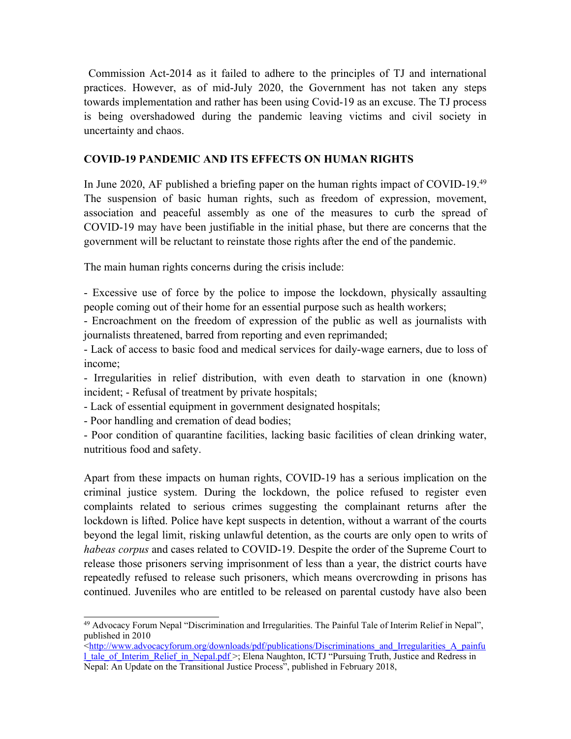Commission Act-2014 as it failed to adhere to the principles of TJ and international practices. However, as of mid-July 2020, the Government has not taken any steps towards implementation and rather has been using Covid-19 as an excuse. The TJ process is being overshadowed during the pandemic leaving victims and civil society in uncertainty and chaos.

## COVID-19 PANDEMIC AND ITS EFFECTS ON HUMAN RIGHTS

In June 2020, AF published a briefing paper on the human rights impact of COVID-19.[49] The suspension of basic human rights, such as freedom of expression, movement, association and peaceful assembly as one of the measures to curb the spread of COVID-19 may have been justifiable in the initial phase, but there are concerns that the government will be reluctant to reinstate those rights after the end of the pandemic.

The main human rights concerns during the crisis include:

- Excessive use of force by the police to impose the lockdown, physically assaulting people coming out of their home for an essential purpose such as health workers;
- Encroachment on the freedom of expression of the public as well as journalists with journalists threatened, barred from reporting and even reprimanded;
- Lack of access to basic food and medical services for daily-wage earners, due to loss of income;
- Irregularities in relief distribution, with even death to starvation in one (known) incident; - Refusal of treatment by private hospitals;
- Lack of essential equipment in government designated hospitals;
- Poor handling and cremation of dead bodies;
- Poor condition of quarantine facilities, lacking basic facilities of clean drinking water, nutritious food and safety.

Apart from these impacts on human rights, COVID-19 has a serious implication on the criminal justice system. During the lockdown, the police refused to register even complaints related to serious crimes suggesting the complainant returns after the lockdown is lifted. Police have kept suspects in detention, without a warrant of the courts beyond the legal limit, risking unlawful detention, as the courts are only open to writs of *habeas corpus* and cases related to COVID-19. Despite the order of the Supreme Court to release those prisoners serving imprisonment of less than a year, the district courts have repeatedly refused to release such prisoners, which means overcrowding in prisons has continued. Juveniles who are entitled to be released on parental custody have also been

---

[49] Advocacy Forum Nepal "Discrimination and Irregularities. The Painful Tale of Interim Relief in Nepal", published in 2010 <http://www.advocacyforum.org/downloads/pdf/publications/Discriminations_and_Irregularities_A_painful_tale_of_Interim_Relief_in_Nepal.pdf >; Elena Naughton, ICTJ "Pursuing Truth, Justice and Redress in Nepal: An Update on the Transitional Justice Process", published in February 2018,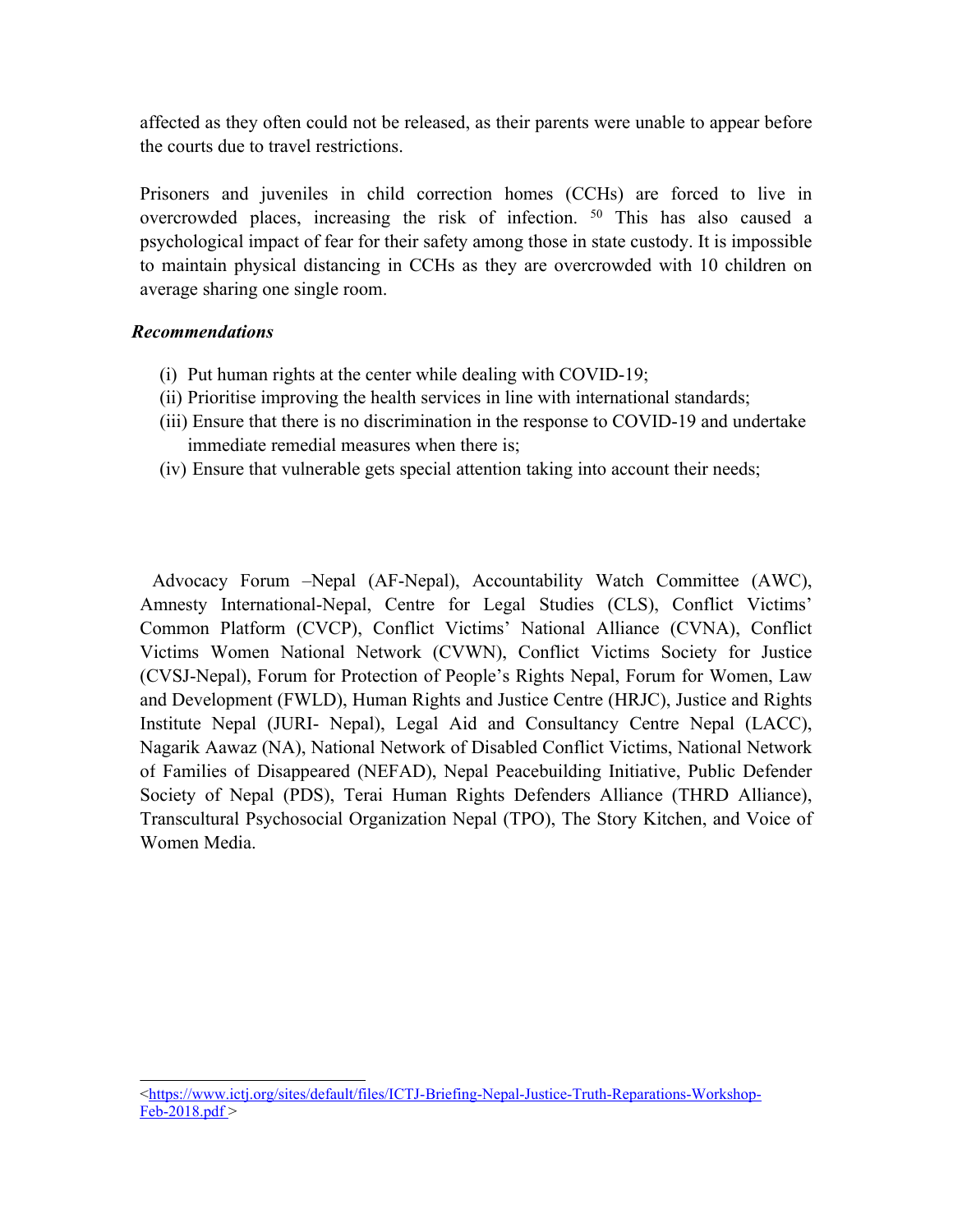affected as they often could not be released, as their parents were unable to appear before the courts due to travel restrictions.

Prisoners and juveniles in child correction homes (CCHs) are forced to live in overcrowded places, increasing the risk of infection. [50] This has also caused a psychological impact of fear for their safety among those in state custody. It is impossible to maintain physical distancing in CCHs as they are overcrowded with 10 children on average sharing one single room.

***Recommendations***

(i) Put human rights at the center while dealing with COVID-19;
(ii) Prioritise improving the health services in line with international standards;
(iii) Ensure that there is no discrimination in the response to COVID-19 and undertake immediate remedial measures when there is;
(iv) Ensure that vulnerable gets special attention taking into account their needs;

Advocacy Forum –Nepal (AF-Nepal), Accountability Watch Committee (AWC), Amnesty International-Nepal, Centre for Legal Studies (CLS), Conflict Victims' Common Platform (CVCP), Conflict Victims' National Alliance (CVNA), Conflict Victims Women National Network (CVWN), Conflict Victims Society for Justice (CVSJ-Nepal), Forum for Protection of People's Rights Nepal, Forum for Women, Law and Development (FWLD), Human Rights and Justice Centre (HRJC), Justice and Rights Institute Nepal (JURI- Nepal), Legal Aid and Consultancy Centre Nepal (LACC), Nagarik Aawaz (NA), National Network of Disabled Conflict Victims, National Network of Families of Disappeared (NEFAD), Nepal Peacebuilding Initiative, Public Defender Society of Nepal (PDS), Terai Human Rights Defenders Alliance (THRD Alliance), Transcultural Psychosocial Organization Nepal (TPO), The Story Kitchen, and Voice of Women Media.

---

<https://www.ictj.org/sites/default/files/ICTJ-Briefing-Nepal-Justice-Truth-Reparations-Workshop-Feb-2018.pdf >